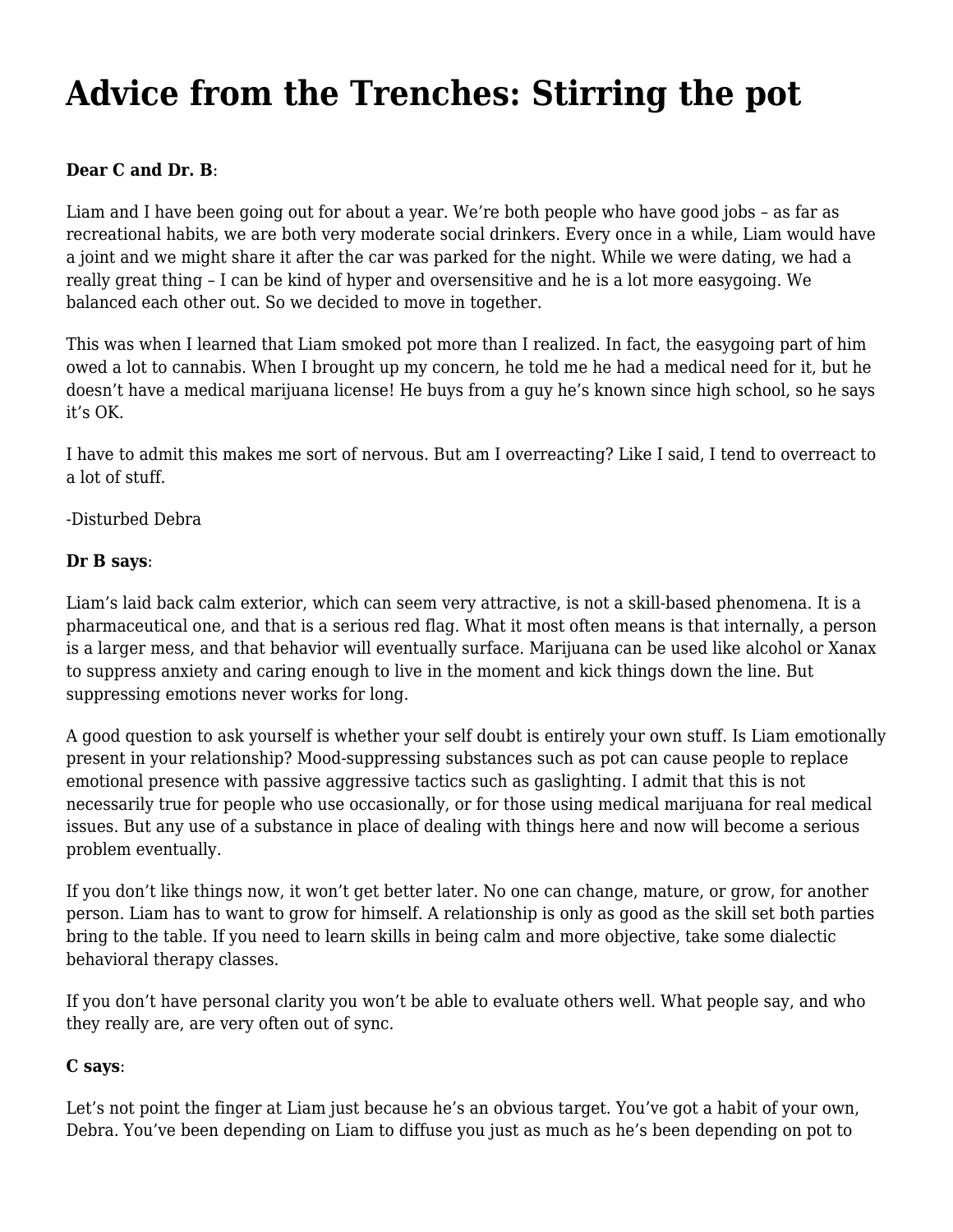# Advice from the Trenches: Stirring the pot

**Dear C and Dr. B**:

Liam and I have been going out for about a year. We're both people who have good jobs – as far as recreational habits, we are both very moderate social drinkers. Every once in a while, Liam would have a joint and we might share it after the car was parked for the night. While we were dating, we had a really great thing – I can be kind of hyper and oversensitive and he is a lot more easygoing. We balanced each other out. So we decided to move in together.

This was when I learned that Liam smoked pot more than I realized. In fact, the easygoing part of him owed a lot to cannabis. When I brought up my concern, he told me he had a medical need for it, but he doesn't have a medical marijuana license! He buys from a guy he's known since high school, so he says it's OK.

I have to admit this makes me sort of nervous. But am I overreacting? Like I said, I tend to overreact to a lot of stuff.

-Disturbed Debra

**Dr B says**:

Liam's laid back calm exterior, which can seem very attractive, is not a skill-based phenomena. It is a pharmaceutical one, and that is a serious red flag. What it most often means is that internally, a person is a larger mess, and that behavior will eventually surface. Marijuana can be used like alcohol or Xanax to suppress anxiety and caring enough to live in the moment and kick things down the line. But suppressing emotions never works for long.

A good question to ask yourself is whether your self doubt is entirely your own stuff. Is Liam emotionally present in your relationship? Mood-suppressing substances such as pot can cause people to replace emotional presence with passive aggressive tactics such as gaslighting. I admit that this is not necessarily true for people who use occasionally, or for those using medical marijuana for real medical issues. But any use of a substance in place of dealing with things here and now will become a serious problem eventually.

If you don't like things now, it won't get better later. No one can change, mature, or grow, for another person. Liam has to want to grow for himself. A relationship is only as good as the skill set both parties bring to the table. If you need to learn skills in being calm and more objective, take some dialectic behavioral therapy classes.

If you don't have personal clarity you won't be able to evaluate others well. What people say, and who they really are, are very often out of sync.

**C says**:

Let's not point the finger at Liam just because he's an obvious target. You've got a habit of your own, Debra. You've been depending on Liam to diffuse you just as much as he's been depending on pot to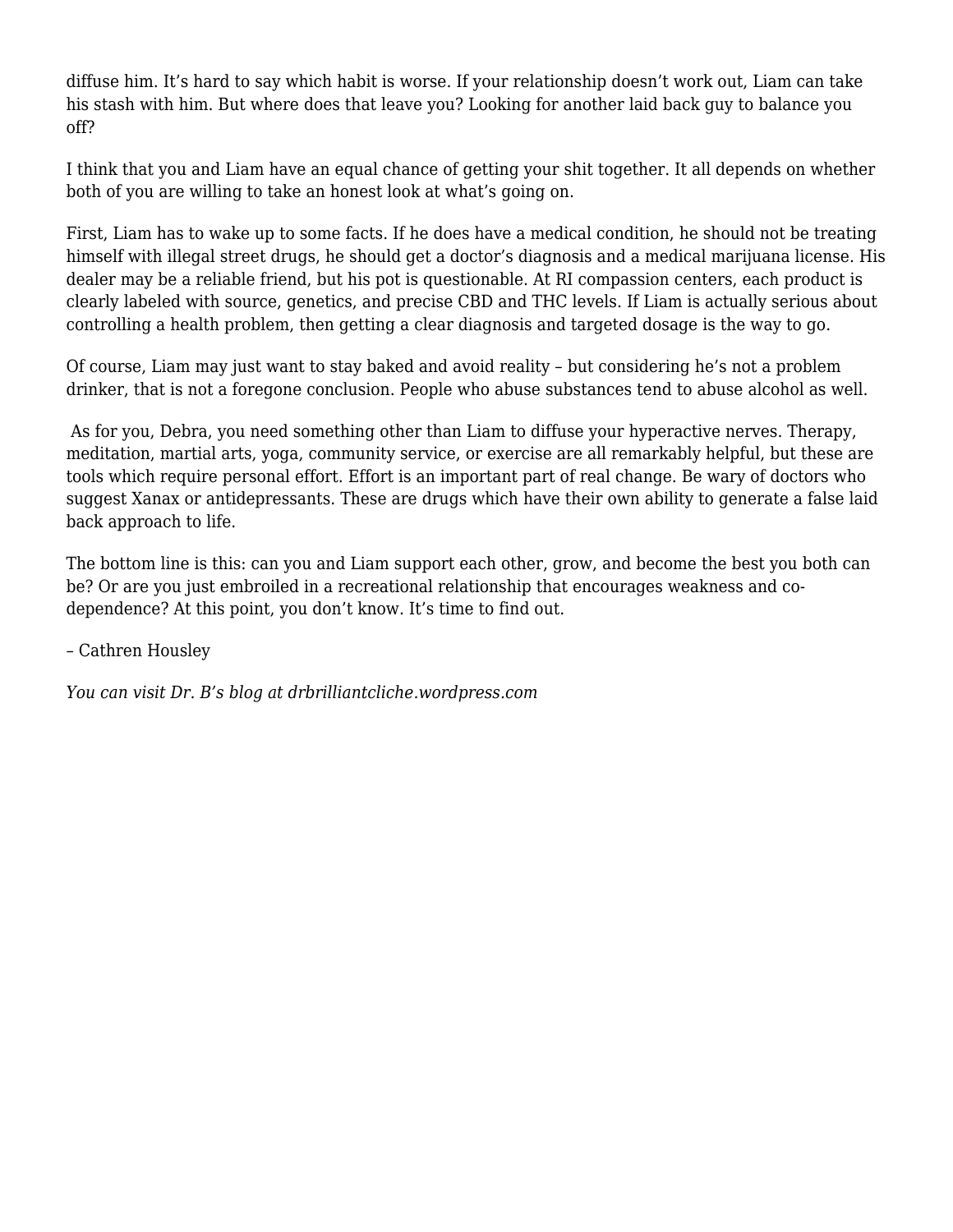diffuse him. It's hard to say which habit is worse. If your relationship doesn't work out, Liam can take his stash with him. But where does that leave you? Looking for another laid back guy to balance you off?

I think that you and Liam have an equal chance of getting your shit together. It all depends on whether both of you are willing to take an honest look at what's going on.

First, Liam has to wake up to some facts. If he does have a medical condition, he should not be treating himself with illegal street drugs, he should get a doctor's diagnosis and a medical marijuana license. His dealer may be a reliable friend, but his pot is questionable. At RI compassion centers, each product is clearly labeled with source, genetics, and precise CBD and THC levels. If Liam is actually serious about controlling a health problem, then getting a clear diagnosis and targeted dosage is the way to go.

Of course, Liam may just want to stay baked and avoid reality – but considering he's not a problem drinker, that is not a foregone conclusion. People who abuse substances tend to abuse alcohol as well.

As for you, Debra, you need something other than Liam to diffuse your hyperactive nerves. Therapy, meditation, martial arts, yoga, community service, or exercise are all remarkably helpful, but these are tools which require personal effort. Effort is an important part of real change. Be wary of doctors who suggest Xanax or antidepressants. These are drugs which have their own ability to generate a false laid back approach to life.

The bottom line is this: can you and Liam support each other, grow, and become the best you both can be? Or are you just embroiled in a recreational relationship that encourages weakness and co-dependence? At this point, you don't know. It's time to find out.

– Cathren Housley

*You can visit Dr. B's blog at drbrilliantcliche.wordpress.com*